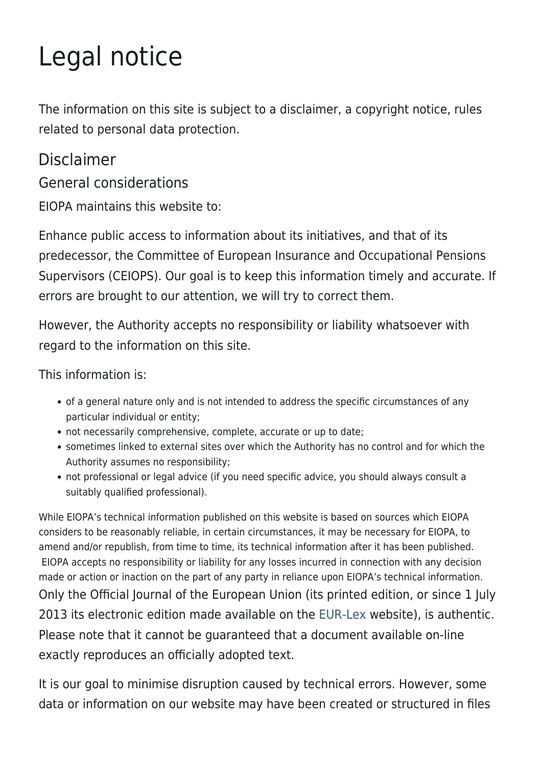# Legal notice

The information on this site is subject to a disclaimer, a copyright notice, rules related to personal data protection.

## Disclaimer

### General considerations

EIOPA maintains this website to:

Enhance public access to information about its initiatives, and that of its predecessor, the Committee of European Insurance and Occupational Pensions Supervisors (CEIOPS). Our goal is to keep this information timely and accurate. If errors are brought to our attention, we will try to correct them.

However, the Authority accepts no responsibility or liability whatsoever with regard to the information on this site.

This information is:

- of a general nature only and is not intended to address the specific circumstances of any particular individual or entity;
- not necessarily comprehensive, complete, accurate or up to date;
- sometimes linked to external sites over which the Authority has no control and for which the Authority assumes no responsibility;
- not professional or legal advice (if you need specific advice, you should always consult a suitably qualified professional).

While EIOPA's technical information published on this website is based on sources which EIOPA considers to be reasonably reliable, in certain circumstances, it may be necessary for EIOPA, to amend and/or republish, from time to time, its technical information after it has been published. EIOPA accepts no responsibility or liability for any losses incurred in connection with any decision made or action or inaction on the part of any party in reliance upon EIOPA's technical information.

Only the Official Journal of the European Union (its printed edition, or since 1 July 2013 its electronic edition made available on the EUR-Lex website), is authentic. Please note that it cannot be guaranteed that a document available on-line exactly reproduces an officially adopted text.

It is our goal to minimise disruption caused by technical errors. However, some data or information on our website may have been created or structured in files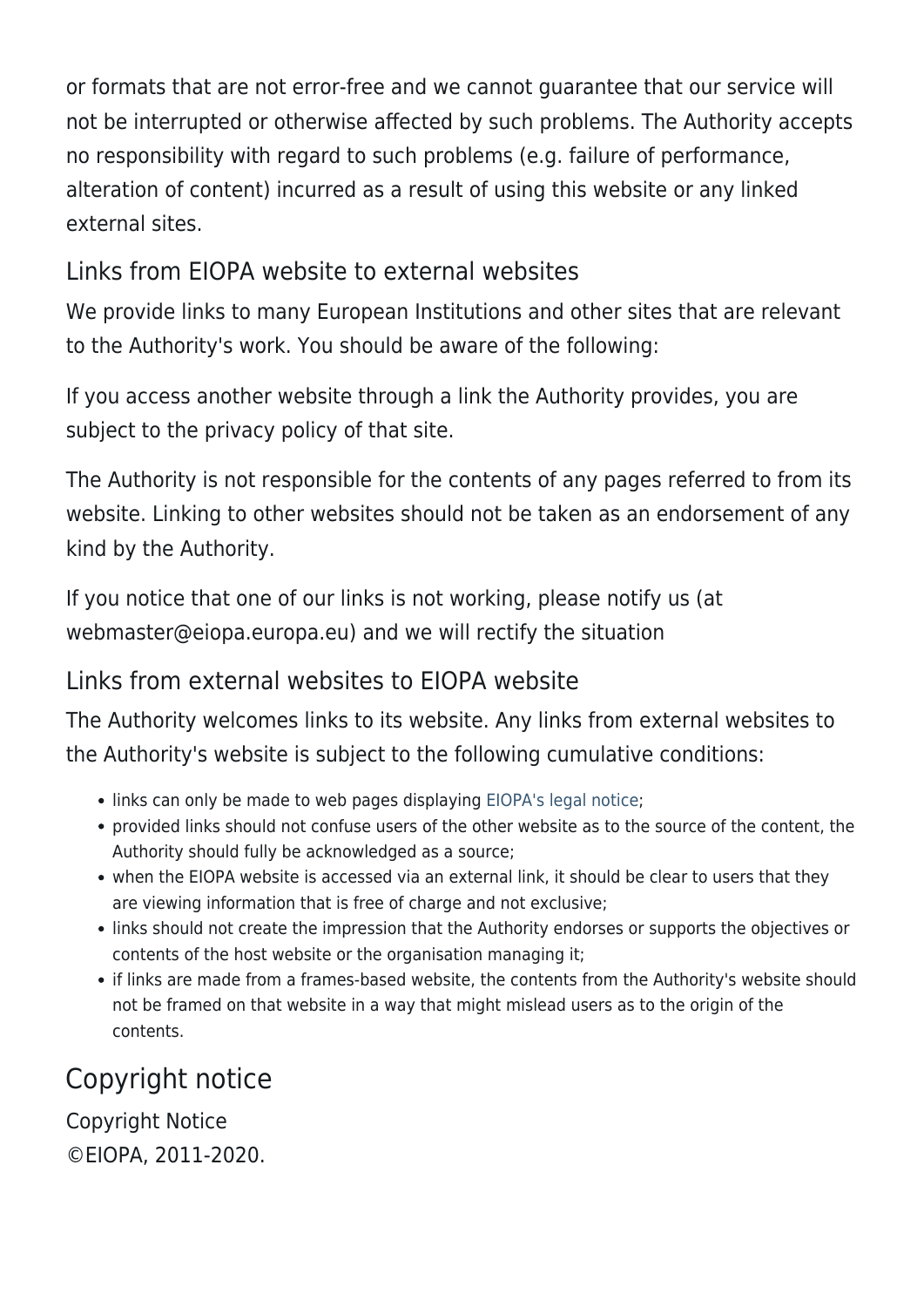or formats that are not error-free and we cannot guarantee that our service will not be interrupted or otherwise affected by such problems. The Authority accepts no responsibility with regard to such problems (e.g. failure of performance, alteration of content) incurred as a result of using this website or any linked external sites.

### Links from EIOPA website to external websites

We provide links to many European Institutions and other sites that are relevant to the Authority's work. You should be aware of the following:

If you access another website through a link the Authority provides, you are subject to the privacy policy of that site.

The Authority is not responsible for the contents of any pages referred to from its website. Linking to other websites should not be taken as an endorsement of any kind by the Authority.

If you notice that one of our links is not working, please notify us (at webmaster@eiopa.europa.eu) and we will rectify the situation

### Links from external websites to EIOPA website

The Authority welcomes links to its website. Any links from external websites to the Authority's website is subject to the following cumulative conditions:

- links can only be made to web pages displaying EIOPA's legal notice;
- provided links should not confuse users of the other website as to the source of the content, the Authority should fully be acknowledged as a source;
- when the EIOPA website is accessed via an external link, it should be clear to users that they are viewing information that is free of charge and not exclusive;
- links should not create the impression that the Authority endorses or supports the objectives or contents of the host website or the organisation managing it;
- if links are made from a frames-based website, the contents from the Authority's website should not be framed on that website in a way that might mislead users as to the origin of the contents.

## Copyright notice

Copyright Notice
©EIOPA, 2011-2020.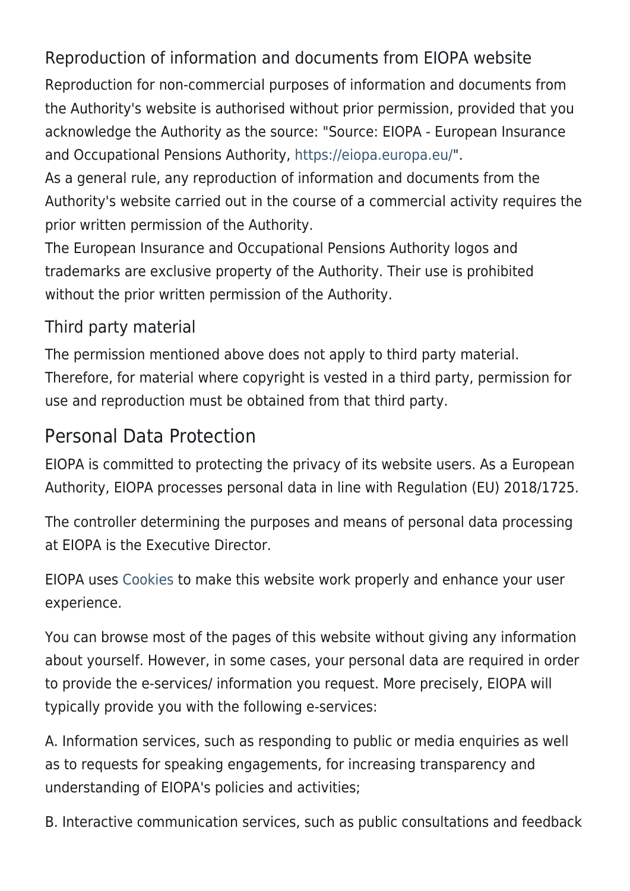### Reproduction of information and documents from EIOPA website

Reproduction for non-commercial purposes of information and documents from the Authority's website is authorised without prior permission, provided that you acknowledge the Authority as the source: "Source: EIOPA - European Insurance and Occupational Pensions Authority, https://eiopa.europa.eu/".
As a general rule, any reproduction of information and documents from the Authority's website carried out in the course of a commercial activity requires the prior written permission of the Authority.
The European Insurance and Occupational Pensions Authority logos and trademarks are exclusive property of the Authority. Their use is prohibited without the prior written permission of the Authority.

### Third party material

The permission mentioned above does not apply to third party material. Therefore, for material where copyright is vested in a third party, permission for use and reproduction must be obtained from that third party.

## Personal Data Protection

EIOPA is committed to protecting the privacy of its website users. As a European Authority, EIOPA processes personal data in line with Regulation (EU) 2018/1725.

The controller determining the purposes and means of personal data processing at EIOPA is the Executive Director.

EIOPA uses Cookies to make this website work properly and enhance your user experience.

You can browse most of the pages of this website without giving any information about yourself. However, in some cases, your personal data are required in order to provide the e-services/ information you request. More precisely, EIOPA will typically provide you with the following e-services:

A. Information services, such as responding to public or media enquiries as well as to requests for speaking engagements, for increasing transparency and understanding of EIOPA's policies and activities;

B. Interactive communication services, such as public consultations and feedback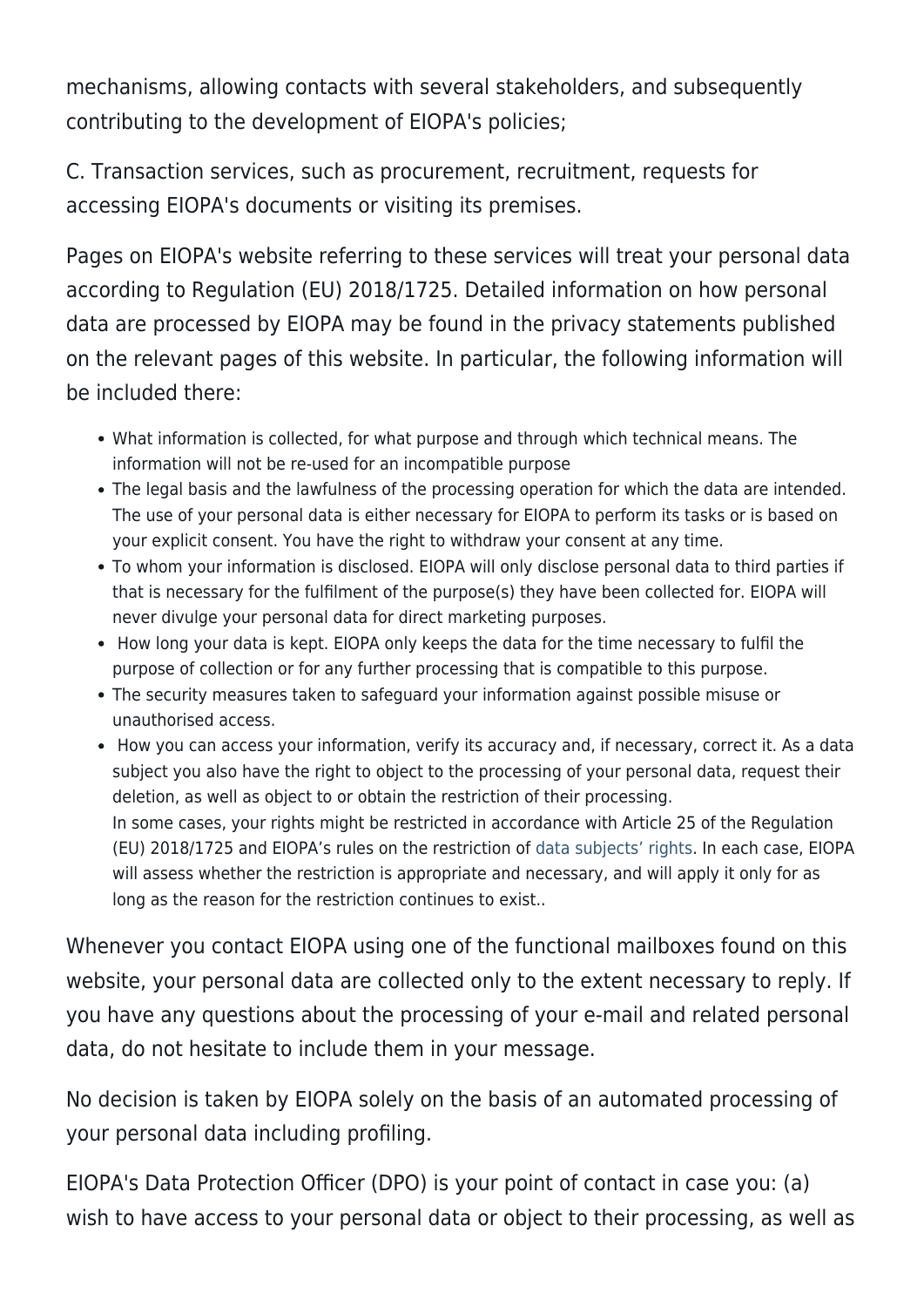mechanisms, allowing contacts with several stakeholders, and subsequently contributing to the development of EIOPA's policies;

C. Transaction services, such as procurement, recruitment, requests for accessing EIOPA's documents or visiting its premises.

Pages on EIOPA's website referring to these services will treat your personal data according to Regulation (EU) 2018/1725. Detailed information on how personal data are processed by EIOPA may be found in the privacy statements published on the relevant pages of this website. In particular, the following information will be included there:

- What information is collected, for what purpose and through which technical means. The information will not be re-used for an incompatible purpose
- The legal basis and the lawfulness of the processing operation for which the data are intended. The use of your personal data is either necessary for EIOPA to perform its tasks or is based on your explicit consent. You have the right to withdraw your consent at any time.
- To whom your information is disclosed. EIOPA will only disclose personal data to third parties if that is necessary for the fulfilment of the purpose(s) they have been collected for. EIOPA will never divulge your personal data for direct marketing purposes.
- How long your data is kept. EIOPA only keeps the data for the time necessary to fulfil the purpose of collection or for any further processing that is compatible to this purpose.
- The security measures taken to safeguard your information against possible misuse or unauthorised access.
- How you can access your information, verify its accuracy and, if necessary, correct it. As a data subject you also have the right to object to the processing of your personal data, request their deletion, as well as object to or obtain the restriction of their processing.
  In some cases, your rights might be restricted in accordance with Article 25 of the Regulation (EU) 2018/1725 and EIOPA's rules on the restriction of data subjects' rights. In each case, EIOPA will assess whether the restriction is appropriate and necessary, and will apply it only for as long as the reason for the restriction continues to exist..

Whenever you contact EIOPA using one of the functional mailboxes found on this website, your personal data are collected only to the extent necessary to reply. If you have any questions about the processing of your e-mail and related personal data, do not hesitate to include them in your message.

No decision is taken by EIOPA solely on the basis of an automated processing of your personal data including profiling.

EIOPA's Data Protection Officer (DPO) is your point of contact in case you: (a) wish to have access to your personal data or object to their processing, as well as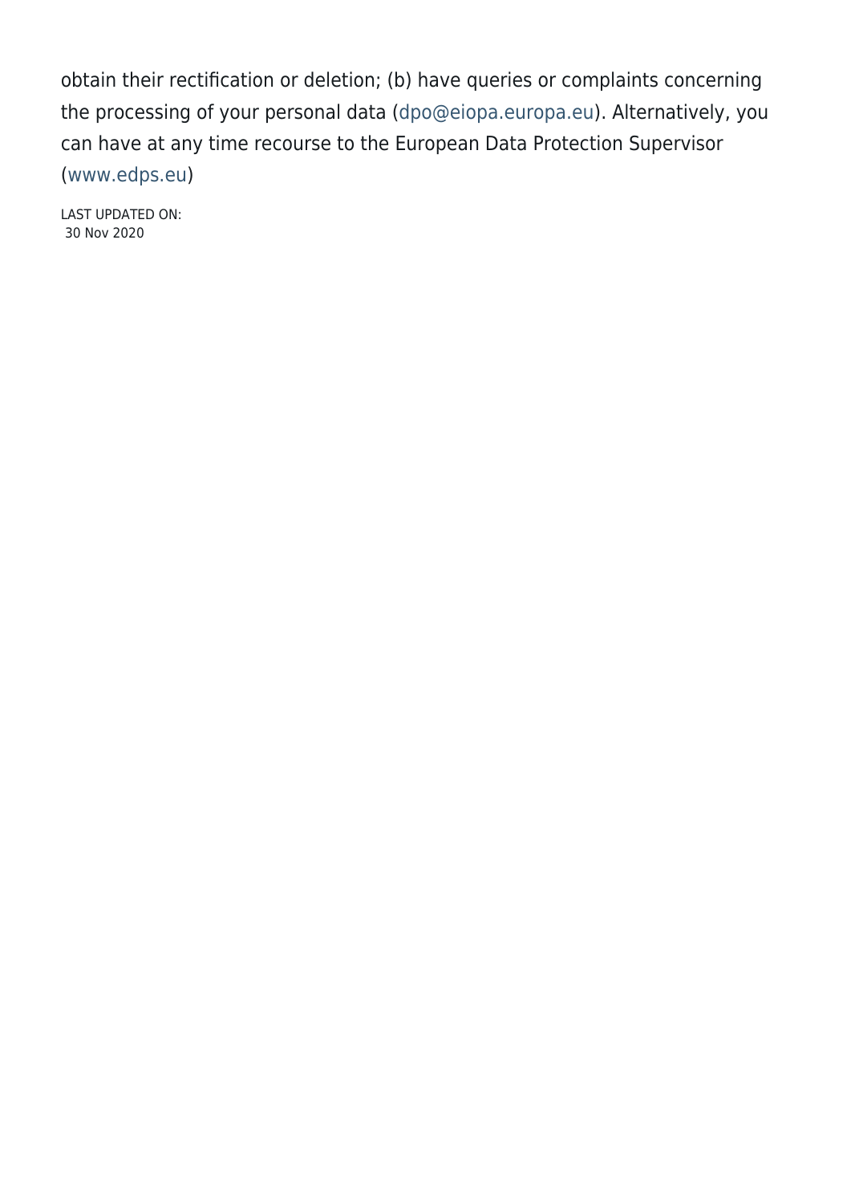obtain their rectification or deletion; (b) have queries or complaints concerning the processing of your personal data (dpo@eiopa.europa.eu). Alternatively, you can have at any time recourse to the European Data Protection Supervisor (www.edps.eu)

LAST UPDATED ON:
30 Nov 2020